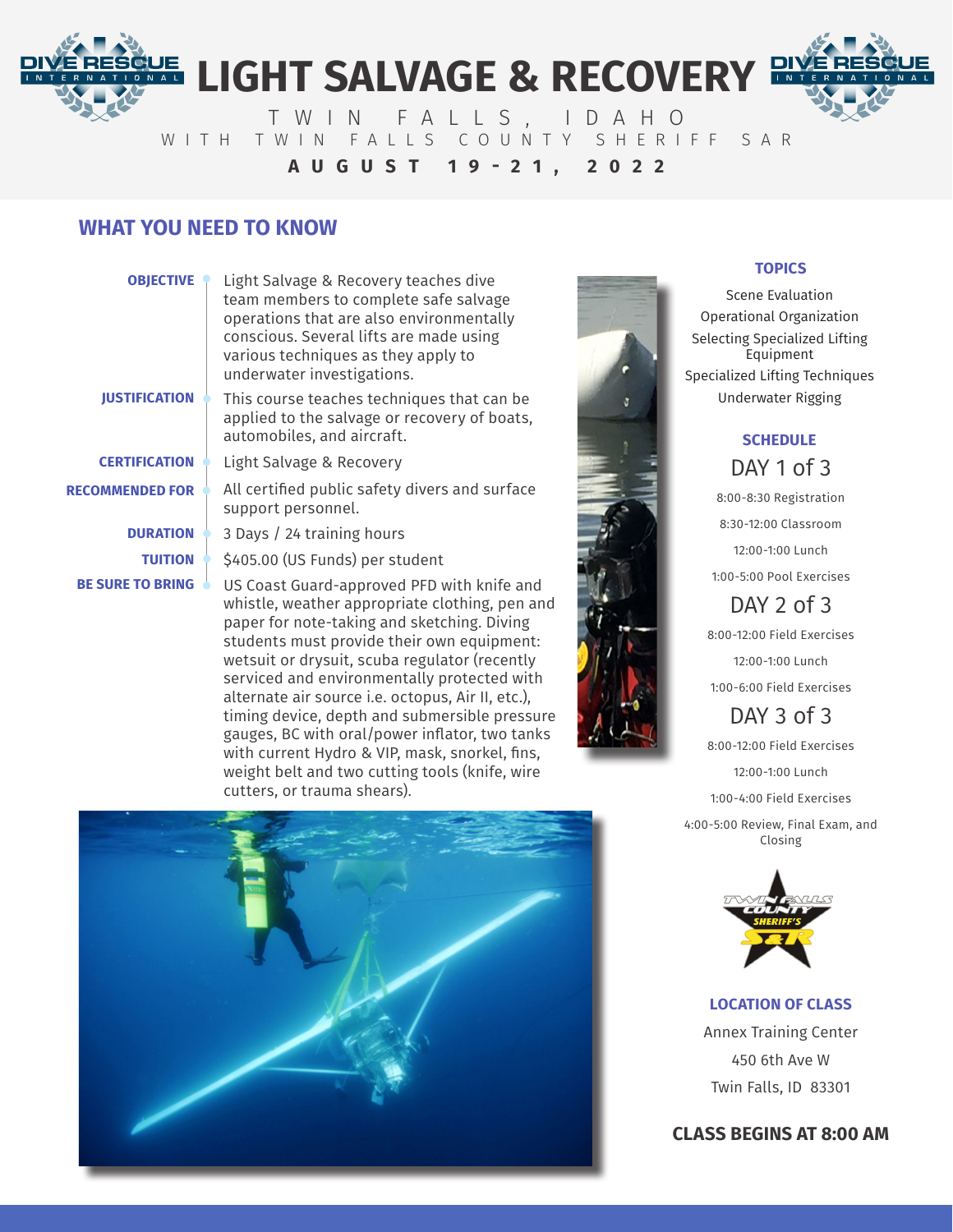# LIGHT SALVAGE & RECOVERY

TWIN FALLS, IDAHO

WITH TWIN FALLS COUNTY SHERIFF SAR

**AUGUST 19-21, 2022**

## WHAT YOU NEED TO KNOW

**OBJECTIVE**
Light Salvage & Recovery teaches dive team members to complete safe salvage operations that are also environmentally conscious. Several lifts are made using various techniques as they apply to underwater investigations.

**JUSTIFICATION**
This course teaches techniques that can be applied to the salvage or recovery of boats, automobiles, and aircraft.

**CERTIFICATION**
Light Salvage & Recovery

**RECOMMENDED FOR**
All certified public safety divers and surface support personnel.

**DURATION**
3 Days / 24 training hours

**TUITION**
$405.00 (US Funds) per student

**BE SURE TO BRING**
US Coast Guard-approved PFD with knife and whistle, weather appropriate clothing, pen and paper for note-taking and sketching. Diving students must provide their own equipment: wetsuit or drysuit, scuba regulator (recently serviced and environmentally protected with alternate air source i.e. octopus, Air II, etc.), timing device, depth and submersible pressure gauges, BC with oral/power inflator, two tanks with current Hydro & VIP, mask, snorkel, fins, weight belt and two cutting tools (knife, wire cutters, or trauma shears).

### TOPICS

Scene Evaluation
Operational Organization
Selecting Specialized Lifting Equipment
Specialized Lifting Techniques
Underwater Rigging

### SCHEDULE

**DAY 1 of 3**

8:00-8:30 Registration
8:30-12:00 Classroom
12:00-1:00 Lunch
1:00-5:00 Pool Exercises

**DAY 2 of 3**

8:00-12:00 Field Exercises
12:00-1:00 Lunch
1:00-6:00 Field Exercises

**DAY 3 of 3**

8:00-12:00 Field Exercises
12:00-1:00 Lunch
1:00-4:00 Field Exercises
4:00-5:00 Review, Final Exam, and Closing

### LOCATION OF CLASS

Annex Training Center
450 6th Ave W
Twin Falls, ID 83301

**CLASS BEGINS AT 8:00 AM**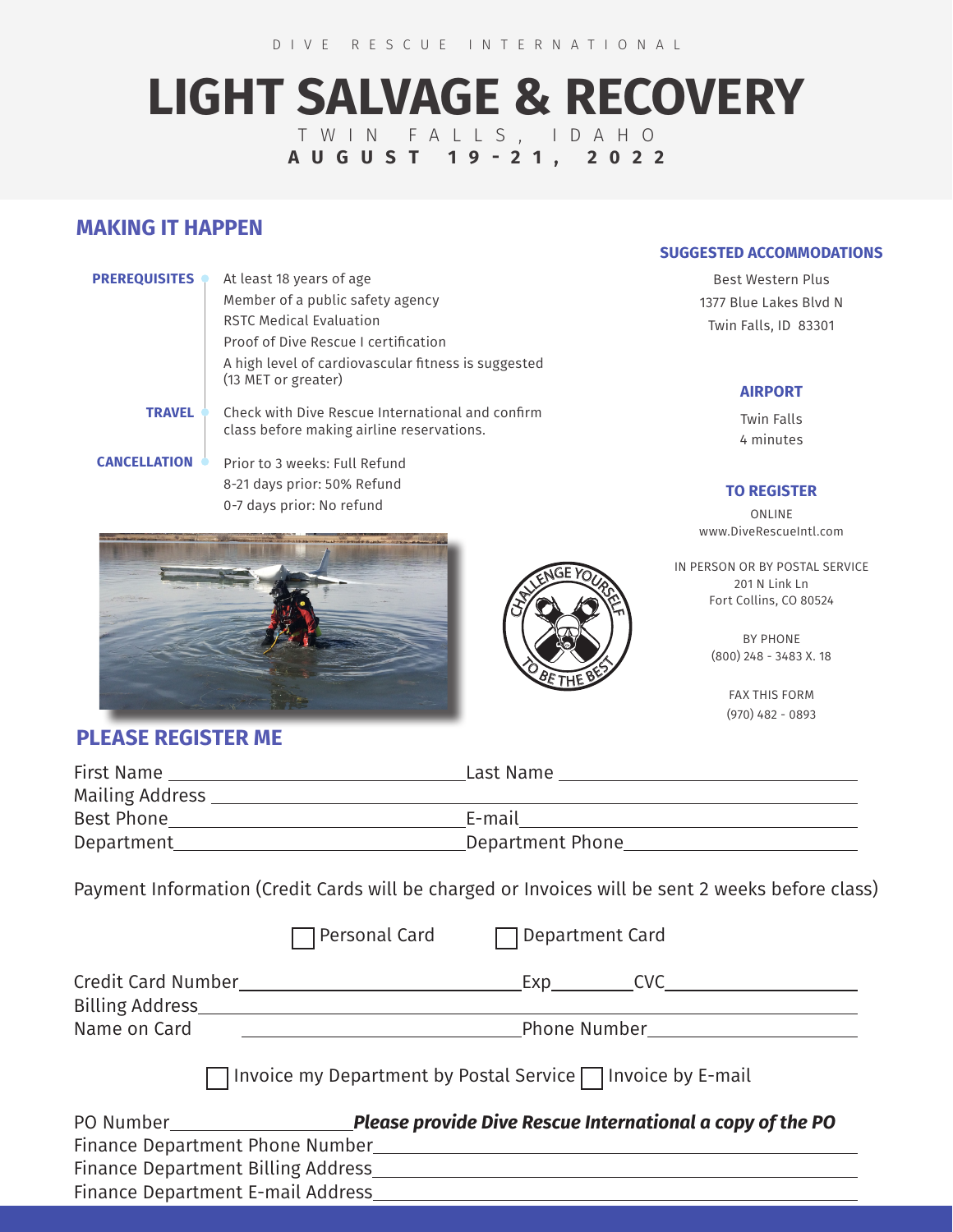DIVE RESCUE INTERNATIONAL

# LIGHT SALVAGE & RECOVERY

TWIN FALLS, IDAHO

**AUGUST 19-21, 2022**

## MAKING IT HAPPEN

**PREREQUISITES**

- At least 18 years of age
- Member of a public safety agency
- RSTC Medical Evaluation
- Proof of Dive Rescue I certification
- A high level of cardiovascular fitness is suggested (13 MET or greater)

**TRAVEL**

Check with Dive Rescue International and confirm class before making airline reservations.

**CANCELLATION**

Prior to 3 weeks: Full Refund
8-21 days prior: 50% Refund
0-7 days prior: No refund

### SUGGESTED ACCOMMODATIONS

Best Western Plus
1377 Blue Lakes Blvd N
Twin Falls, ID 83301

### AIRPORT

Twin Falls
4 minutes

### TO REGISTER

ONLINE
www.DiveRescueIntl.com

IN PERSON OR BY POSTAL SERVICE
201 N Link Ln
Fort Collins, CO 80524

BY PHONE
(800) 248 - 3483 X. 18

FAX THIS FORM
(970) 482 - 0893

CHALLENGE YOURSELF TO BE THE BEST

## PLEASE REGISTER ME

First Name ______________________ Last Name ______________________
Mailing Address ______________________________________________
Best Phone ______________________ E-mail ______________________
Department ______________________ Department Phone ______________________

Payment Information (Credit Cards will be charged or Invoices will be sent 2 weeks before class)

☐ Personal Card ☐ Department Card

Credit Card Number ______________________ Exp ________ CVC ____________
Billing Address ______________________________________________
Name on Card ______________________ Phone Number ______________________

☐ Invoice my Department by Postal Service ☐ Invoice by E-mail

PO Number ______________ ***Please provide Dive Rescue International a copy of the PO***
Finance Department Phone Number ______________________________
Finance Department Billing Address ______________________________
Finance Department E-mail Address ______________________________